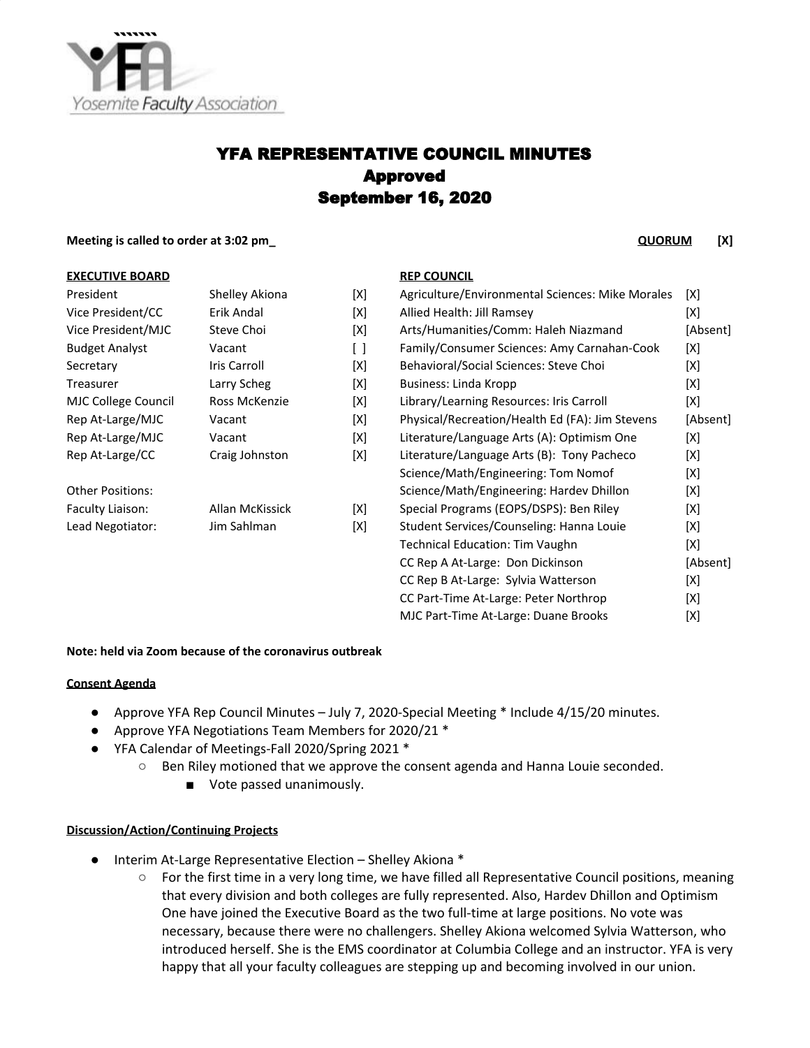# YFA REPRESENTATIVE COUNCIL MINUTES
## Approved
## September 16, 2020

**Meeting is called to order at 3:02 pm_** **QUORUM [X]**

| EXECUTIVE BOARD | | |
|---|---|---|
| President | Shelley Akiona | [X] |
| Vice President/CC | Erik Andal | [X] |
| Vice President/MJC | Steve Choi | [X] |
| Budget Analyst | Vacant | [ ] |
| Secretary | Iris Carroll | [X] |
| Treasurer | Larry Scheg | [X] |
| MJC College Council | Ross McKenzie | [X] |
| Rep At-Large/MJC | Vacant | [X] |
| Rep At-Large/MJC | Vacant | [X] |
| Rep At-Large/CC | Craig Johnston | [X] |
| Other Positions: | | |
| Faculty Liaison: | Allan McKissick | [X] |
| Lead Negotiator: | Jim Sahlman | [X] |

| REP COUNCIL | |
|---|---|
| Agriculture/Environmental Sciences: Mike Morales | [X] |
| Allied Health: Jill Ramsey | [X] |
| Arts/Humanities/Comm: Haleh Niazmand | [Absent] |
| Family/Consumer Sciences: Amy Carnahan-Cook | [X] |
| Behavioral/Social Sciences: Steve Choi | [X] |
| Business: Linda Kropp | [X] |
| Library/Learning Resources: Iris Carroll | [X] |
| Physical/Recreation/Health Ed (FA): Jim Stevens | [Absent] |
| Literature/Language Arts (A): Optimism One | [X] |
| Literature/Language Arts (B): Tony Pacheco | [X] |
| Science/Math/Engineering: Tom Nomof | [X] |
| Science/Math/Engineering: Hardev Dhillon | [X] |
| Special Programs (EOPS/DSPS): Ben Riley | [X] |
| Student Services/Counseling: Hanna Louie | [X] |
| Technical Education: Tim Vaughn | [X] |
| CC Rep A At-Large: Don Dickinson | [Absent] |
| CC Rep B At-Large: Sylvia Watterson | [X] |
| CC Part-Time At-Large: Peter Northrop | [X] |
| MJC Part-Time At-Large: Duane Brooks | [X] |

**Note: held via Zoom because of the coronavirus outbreak**

**Consent Agenda**

- Approve YFA Rep Council Minutes – July 7, 2020-Special Meeting * Include 4/15/20 minutes.
- Approve YFA Negotiations Team Members for 2020/21 *
- YFA Calendar of Meetings-Fall 2020/Spring 2021 *
  - Ben Riley motioned that we approve the consent agenda and Hanna Louie seconded.
    - Vote passed unanimously.

**Discussion/Action/Continuing Projects**

- Interim At-Large Representative Election – Shelley Akiona *
  - For the first time in a very long time, we have filled all Representative Council positions, meaning that every division and both colleges are fully represented. Also, Hardev Dhillon and Optimism One have joined the Executive Board as the two full-time at large positions. No vote was necessary, because there were no challengers. Shelley Akiona welcomed Sylvia Watterson, who introduced herself. She is the EMS coordinator at Columbia College and an instructor. YFA is very happy that all your faculty colleagues are stepping up and becoming involved in our union.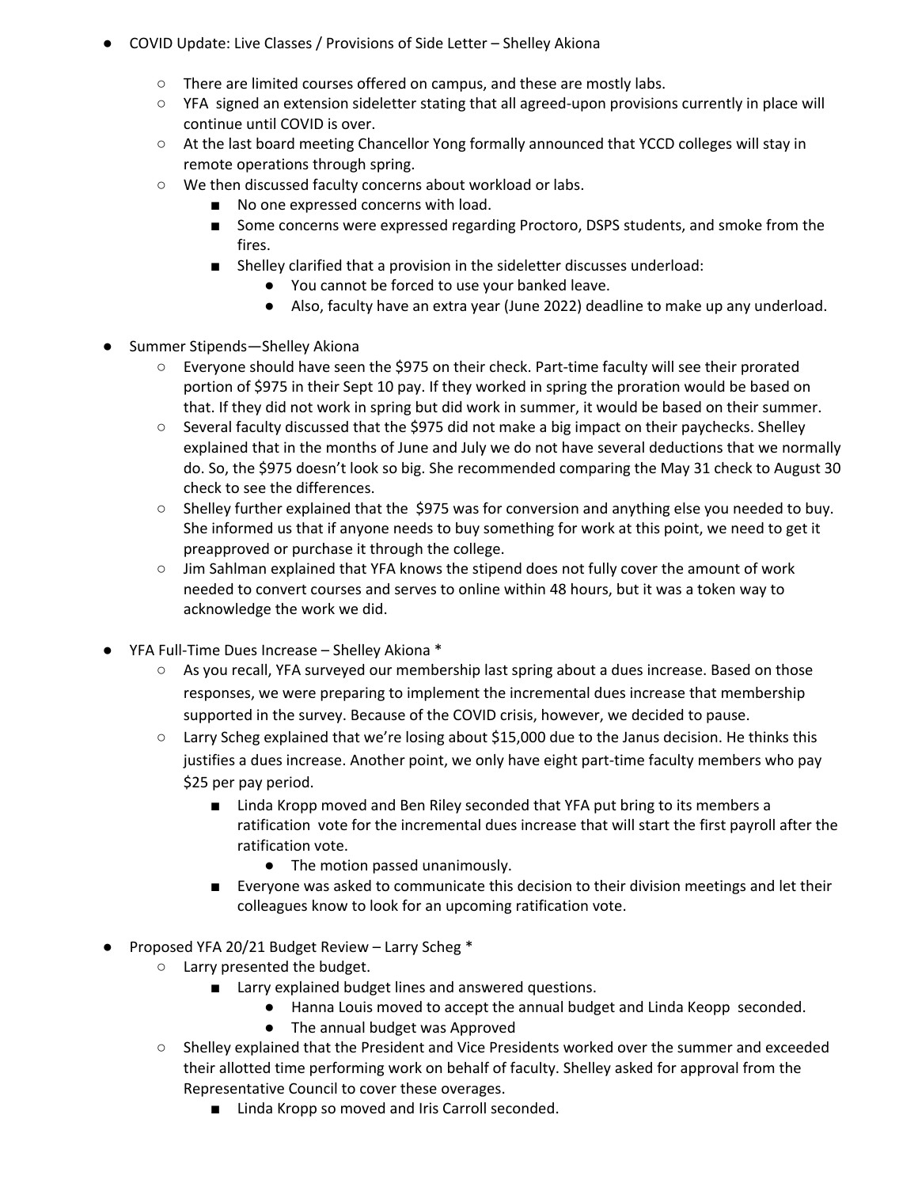- COVID Update: Live Classes / Provisions of Side Letter – Shelley Akiona
    - There are limited courses offered on campus, and these are mostly labs.
    - YFA signed an extension sideletter stating that all agreed-upon provisions currently in place will continue until COVID is over.
    - At the last board meeting Chancellor Yong formally announced that YCCD colleges will stay in remote operations through spring.
    - We then discussed faculty concerns about workload or labs.
        - No one expressed concerns with load.
        - Some concerns were expressed regarding Proctoro, DSPS students, and smoke from the fires.
        - Shelley clarified that a provision in the sideletter discusses underload:
            - You cannot be forced to use your banked leave.
            - Also, faculty have an extra year (June 2022) deadline to make up any underload.

- Summer Stipends—Shelley Akiona
    - Everyone should have seen the $975 on their check. Part-time faculty will see their prorated portion of $975 in their Sept 10 pay. If they worked in spring the proration would be based on that. If they did not work in spring but did work in summer, it would be based on their summer.
    - Several faculty discussed that the $975 did not make a big impact on their paychecks. Shelley explained that in the months of June and July we do not have several deductions that we normally do. So, the $975 doesn't look so big. She recommended comparing the May 31 check to August 30 check to see the differences.
    - Shelley further explained that the $975 was for conversion and anything else you needed to buy. She informed us that if anyone needs to buy something for work at this point, we need to get it preapproved or purchase it through the college.
    - Jim Sahlman explained that YFA knows the stipend does not fully cover the amount of work needed to convert courses and serves to online within 48 hours, but it was a token way to acknowledge the work we did.

- YFA Full-Time Dues Increase – Shelley Akiona *
    - As you recall, YFA surveyed our membership last spring about a dues increase. Based on those responses, we were preparing to implement the incremental dues increase that membership supported in the survey. Because of the COVID crisis, however, we decided to pause.
    - Larry Scheg explained that we're losing about $15,000 due to the Janus decision. He thinks this justifies a dues increase. Another point, we only have eight part-time faculty members who pay $25 per pay period.
        - Linda Kropp moved and Ben Riley seconded that YFA put bring to its members a ratification vote for the incremental dues increase that will start the first payroll after the ratification vote.
            - The motion passed unanimously.
        - Everyone was asked to communicate this decision to their division meetings and let their colleagues know to look for an upcoming ratification vote.

- Proposed YFA 20/21 Budget Review – Larry Scheg *
    - Larry presented the budget.
        - Larry explained budget lines and answered questions.
            - Hanna Louis moved to accept the annual budget and Linda Keopp seconded.
            - The annual budget was Approved
    - Shelley explained that the President and Vice Presidents worked over the summer and exceeded their allotted time performing work on behalf of faculty. Shelley asked for approval from the Representative Council to cover these overages.
        - Linda Kropp so moved and Iris Carroll seconded.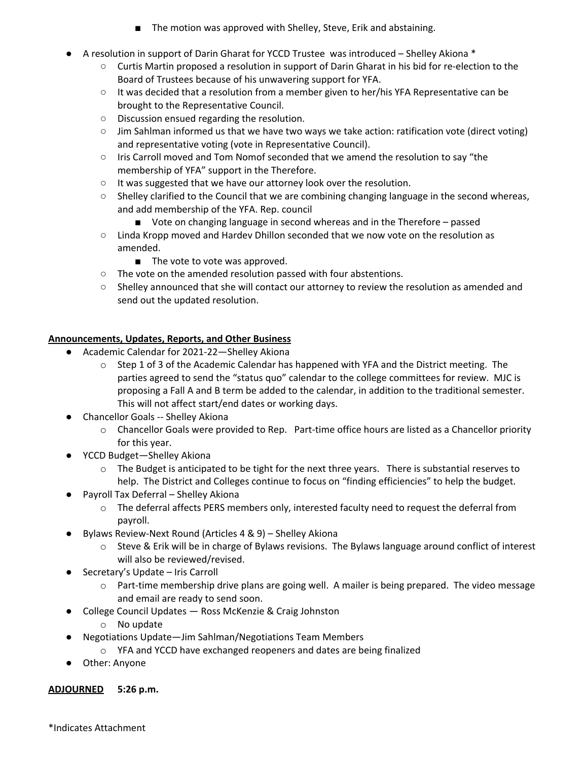- The motion was approved with Shelley, Steve, Erik and abstaining.

- A resolution in support of Darin Gharat for YCCD Trustee was introduced – Shelley Akiona *
  - Curtis Martin proposed a resolution in support of Darin Gharat in his bid for re-election to the Board of Trustees because of his unwavering support for YFA.
  - It was decided that a resolution from a member given to her/his YFA Representative can be brought to the Representative Council.
  - Discussion ensued regarding the resolution.
  - Jim Sahlman informed us that we have two ways we take action: ratification vote (direct voting) and representative voting (vote in Representative Council).
  - Iris Carroll moved and Tom Nomof seconded that we amend the resolution to say "the membership of YFA" support in the Therefore.
  - It was suggested that we have our attorney look over the resolution.
  - Shelley clarified to the Council that we are combining changing language in the second whereas, and add membership of the YFA. Rep. council
    - Vote on changing language in second whereas and in the Therefore – passed
  - Linda Kropp moved and Hardev Dhillon seconded that we now vote on the resolution as amended.
    - The vote to vote was approved.
  - The vote on the amended resolution passed with four abstentions.
  - Shelley announced that she will contact our attorney to review the resolution as amended and send out the updated resolution.

**Announcements, Updates, Reports, and Other Business**

- Academic Calendar for 2021-22—Shelley Akiona
  - Step 1 of 3 of the Academic Calendar has happened with YFA and the District meeting. The parties agreed to send the "status quo" calendar to the college committees for review. MJC is proposing a Fall A and B term be added to the calendar, in addition to the traditional semester. This will not affect start/end dates or working days.
- Chancellor Goals -- Shelley Akiona
  - Chancellor Goals were provided to Rep. Part-time office hours are listed as a Chancellor priority for this year.
- YCCD Budget—Shelley Akiona
  - The Budget is anticipated to be tight for the next three years. There is substantial reserves to help. The District and Colleges continue to focus on "finding efficiencies" to help the budget.
- Payroll Tax Deferral – Shelley Akiona
  - The deferral affects PERS members only, interested faculty need to request the deferral from payroll.
- Bylaws Review-Next Round (Articles 4 & 9) – Shelley Akiona
  - Steve & Erik will be in charge of Bylaws revisions. The Bylaws language around conflict of interest will also be reviewed/revised.
- Secretary's Update – Iris Carroll
  - Part-time membership drive plans are going well. A mailer is being prepared. The video message and email are ready to send soon.
- College Council Updates — Ross McKenzie & Craig Johnston
  - No update
- Negotiations Update—Jim Sahlman/Negotiations Team Members
  - YFA and YCCD have exchanged reopeners and dates are being finalized
- Other: Anyone

**ADJOURNED 5:26 p.m.**

*Indicates Attachment